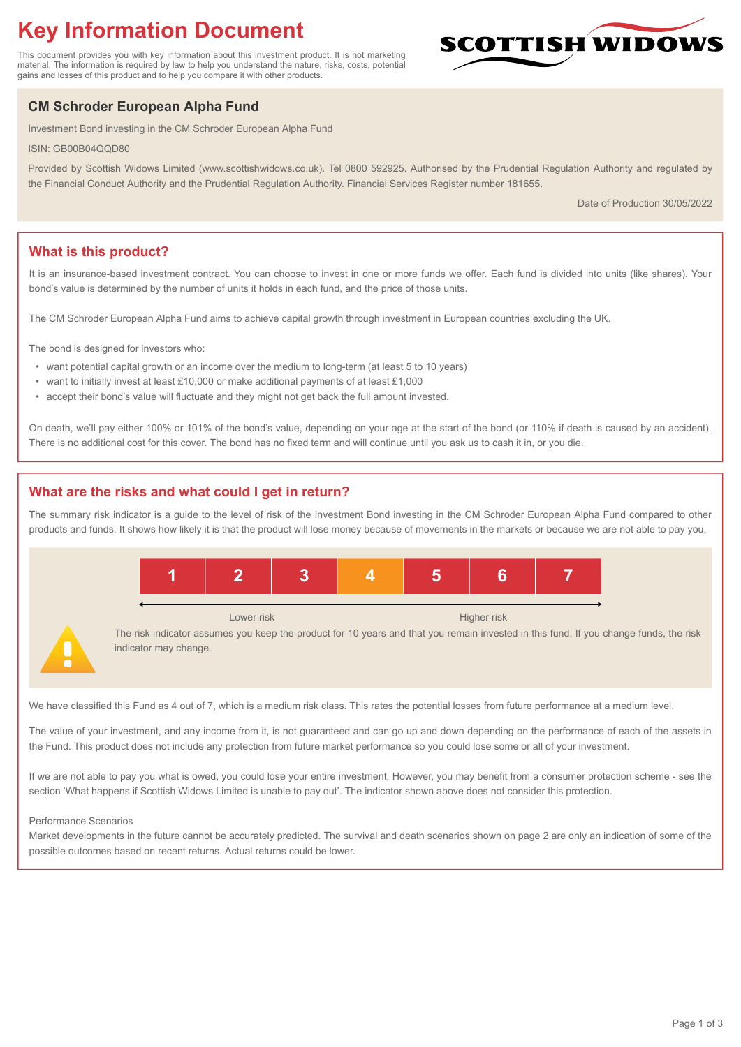# Key Information Document

This document provides you with key information about this investment product. It is not marketing material. The information is required by law to help you understand the nature, risks, costs, potential gains and losses of this product and to help you compare it with other products.

SCOTTISH WIDOWS

## CM Schroder European Alpha Fund

Investment Bond investing in the CM Schroder European Alpha Fund

ISIN: GB00B04QQD80

Provided by Scottish Widows Limited (www.scottishwidows.co.uk). Tel 0800 592925. Authorised by the Prudential Regulation Authority and regulated by the Financial Conduct Authority and the Prudential Regulation Authority. Financial Services Register number 181655.

Date of Production 30/05/2022

## What is this product?

It is an insurance-based investment contract. You can choose to invest in one or more funds we offer. Each fund is divided into units (like shares). Your bond's value is determined by the number of units it holds in each fund, and the price of those units.

The CM Schroder European Alpha Fund aims to achieve capital growth through investment in European countries excluding the UK.

The bond is designed for investors who:

- want potential capital growth or an income over the medium to long-term (at least 5 to 10 years)
- want to initially invest at least £10,000 or make additional payments of at least £1,000
- accept their bond's value will fluctuate and they might not get back the full amount invested.

On death, we'll pay either 100% or 101% of the bond's value, depending on your age at the start of the bond (or 110% if death is caused by an accident). There is no additional cost for this cover. The bond has no fixed term and will continue until you ask us to cash it in, or you die.

## What are the risks and what could I get in return?

The summary risk indicator is a guide to the level of risk of the Investment Bond investing in the CM Schroder European Alpha Fund compared to other products and funds. It shows how likely it is that the product will lose money because of movements in the markets or because we are not able to pay you.

| 1 | 2 | 3 | **4** | 5 | 6 | 7 |
|---|---|---|---|---|---|---|

Lower risk ← → Higher risk

The risk indicator assumes you keep the product for 10 years and that you remain invested in this fund. If you change funds, the risk indicator may change.

We have classified this Fund as 4 out of 7, which is a medium risk class. This rates the potential losses from future performance at a medium level.

The value of your investment, and any income from it, is not guaranteed and can go up and down depending on the performance of each of the assets in the Fund. This product does not include any protection from future market performance so you could lose some or all of your investment.

If we are not able to pay you what is owed, you could lose your entire investment. However, you may benefit from a consumer protection scheme - see the section 'What happens if Scottish Widows Limited is unable to pay out'. The indicator shown above does not consider this protection.

Performance Scenarios

Market developments in the future cannot be accurately predicted. The survival and death scenarios shown on page 2 are only an indication of some of the possible outcomes based on recent returns. Actual returns could be lower.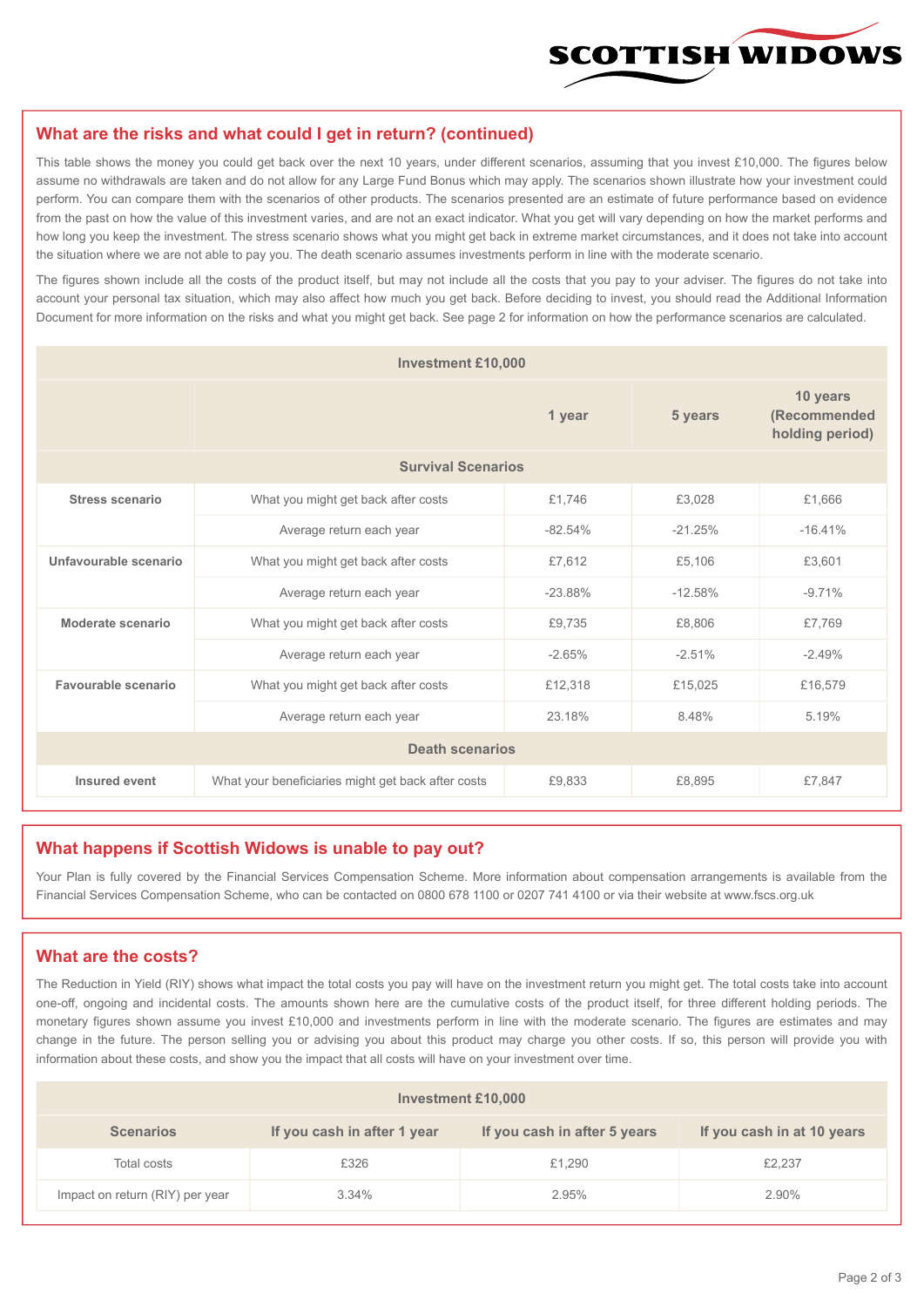## What are the risks and what could I get in return? (continued)

This table shows the money you could get back over the next 10 years, under different scenarios, assuming that you invest £10,000. The figures below assume no withdrawals are taken and do not allow for any Large Fund Bonus which may apply. The scenarios shown illustrate how your investment could perform. You can compare them with the scenarios of other products. The scenarios presented are an estimate of future performance based on evidence from the past on how the value of this investment varies, and are not an exact indicator. What you get will vary depending on how the market performs and how long you keep the investment. The stress scenario shows what you might get back in extreme market circumstances, and it does not take into account the situation where we are not able to pay you. The death scenario assumes investments perform in line with the moderate scenario.

The figures shown include all the costs of the product itself, but may not include all the costs that you pay to your adviser. The figures do not take into account your personal tax situation, which may also affect how much you get back. Before deciding to invest, you should read the Additional Information Document for more information on the risks and what you might get back. See page 2 for information on how the performance scenarios are calculated.

| Investment £10,000 | | | | |
|---|---|---|---|---|
| | | 1 year | 5 years | 10 years (Recommended holding period) |
| **Survival Scenarios** | | | | |
| **Stress scenario** | What you might get back after costs | £1,746 | £3,028 | £1,666 |
| | Average return each year | -82.54% | -21.25% | -16.41% |
| **Unfavourable scenario** | What you might get back after costs | £7,612 | £5,106 | £3,601 |
| | Average return each year | -23.88% | -12.58% | -9.71% |
| **Moderate scenario** | What you might get back after costs | £9,735 | £8,806 | £7,769 |
| | Average return each year | -2.65% | -2.51% | -2.49% |
| **Favourable scenario** | What you might get back after costs | £12,318 | £15,025 | £16,579 |
| | Average return each year | 23.18% | 8.48% | 5.19% |
| **Death scenarios** | | | | |
| **Insured event** | What your beneficiaries might get back after costs | £9,833 | £8,895 | £7,847 |

## What happens if Scottish Widows is unable to pay out?

Your Plan is fully covered by the Financial Services Compensation Scheme. More information about compensation arrangements is available from the Financial Services Compensation Scheme, who can be contacted on 0800 678 1100 or 0207 741 4100 or via their website at www.fscs.org.uk

## What are the costs?

The Reduction in Yield (RIY) shows what impact the total costs you pay will have on the investment return you might get. The total costs take into account one-off, ongoing and incidental costs. The amounts shown here are the cumulative costs of the product itself, for three different holding periods. The monetary figures shown assume you invest £10,000 and investments perform in line with the moderate scenario. The figures are estimates and may change in the future. The person selling you or advising you about this product may charge you other costs. If so, this person will provide you with information about these costs, and show you the impact that all costs will have on your investment over time.

| Investment £10,000 | | | |
|---|---|---|---|
| **Scenarios** | **If you cash in after 1 year** | **If you cash in after 5 years** | **If you cash in at 10 years** |
| Total costs | £326 | £1,290 | £2,237 |
| Impact on return (RIY) per year | 3.34% | 2.95% | 2.90% |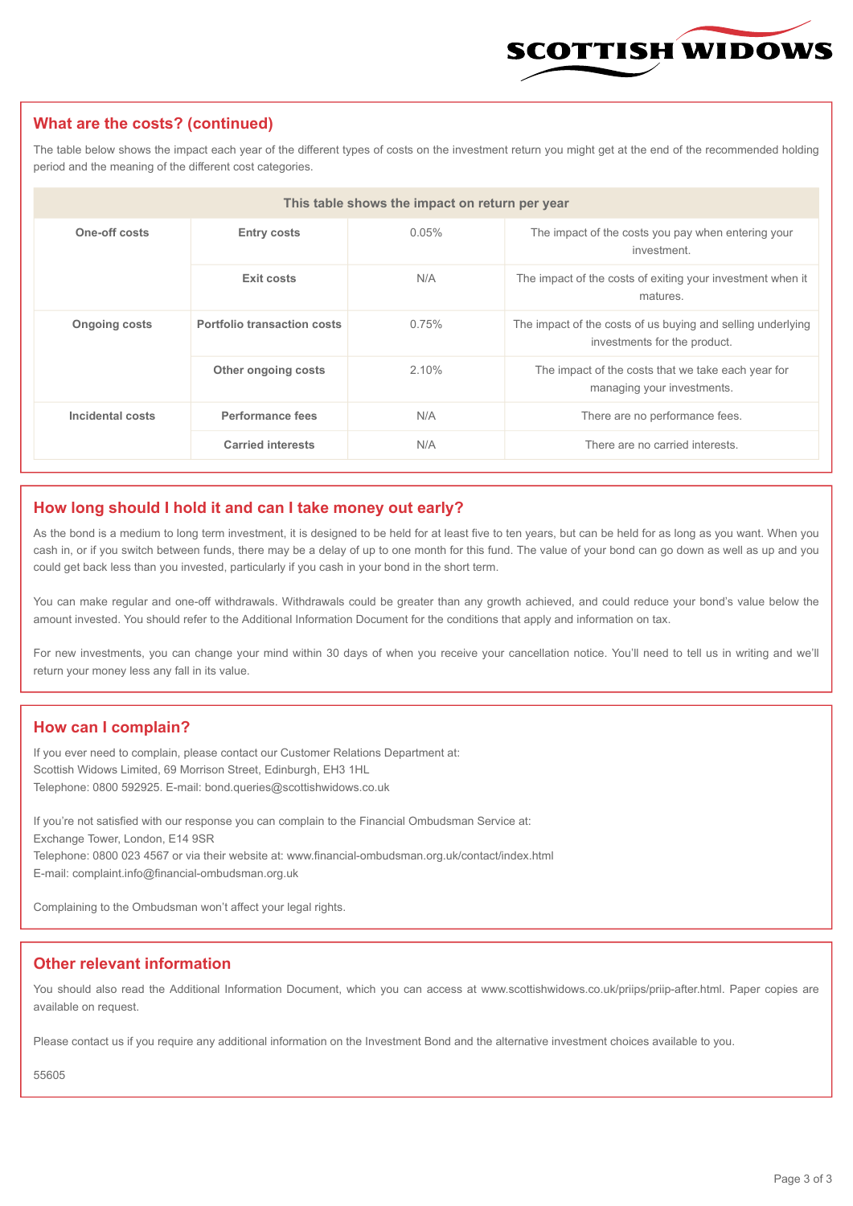## What are the costs? (continued)

The table below shows the impact each year of the different types of costs on the investment return you might get at the end of the recommended holding period and the meaning of the different cost categories.

| This table shows the impact on return per year | | | |
|---|---|---|---|
| **One-off costs** | **Entry costs** | 0.05% | The impact of the costs you pay when entering your investment. |
| | **Exit costs** | N/A | The impact of the costs of exiting your investment when it matures. |
| **Ongoing costs** | **Portfolio transaction costs** | 0.75% | The impact of the costs of us buying and selling underlying investments for the product. |
| | **Other ongoing costs** | 2.10% | The impact of the costs that we take each year for managing your investments. |
| **Incidental costs** | **Performance fees** | N/A | There are no performance fees. |
| | **Carried interests** | N/A | There are no carried interests. |

## How long should I hold it and can I take money out early?

As the bond is a medium to long term investment, it is designed to be held for at least five to ten years, but can be held for as long as you want. When you cash in, or if you switch between funds, there may be a delay of up to one month for this fund. The value of your bond can go down as well as up and you could get back less than you invested, particularly if you cash in your bond in the short term.

You can make regular and one-off withdrawals. Withdrawals could be greater than any growth achieved, and could reduce your bond's value below the amount invested. You should refer to the Additional Information Document for the conditions that apply and information on tax.

For new investments, you can change your mind within 30 days of when you receive your cancellation notice. You'll need to tell us in writing and we'll return your money less any fall in its value.

## How can I complain?

If you ever need to complain, please contact our Customer Relations Department at:
Scottish Widows Limited, 69 Morrison Street, Edinburgh, EH3 1HL
Telephone: 0800 592925. E-mail: bond.queries@scottishwidows.co.uk

If you're not satisfied with our response you can complain to the Financial Ombudsman Service at:
Exchange Tower, London, E14 9SR
Telephone: 0800 023 4567 or via their website at: www.financial-ombudsman.org.uk/contact/index.html
E-mail: complaint.info@financial-ombudsman.org.uk

Complaining to the Ombudsman won't affect your legal rights.

## Other relevant information

You should also read the Additional Information Document, which you can access at www.scottishwidows.co.uk/priips/priip-after.html. Paper copies are available on request.

Please contact us if you require any additional information on the Investment Bond and the alternative investment choices available to you.

55605